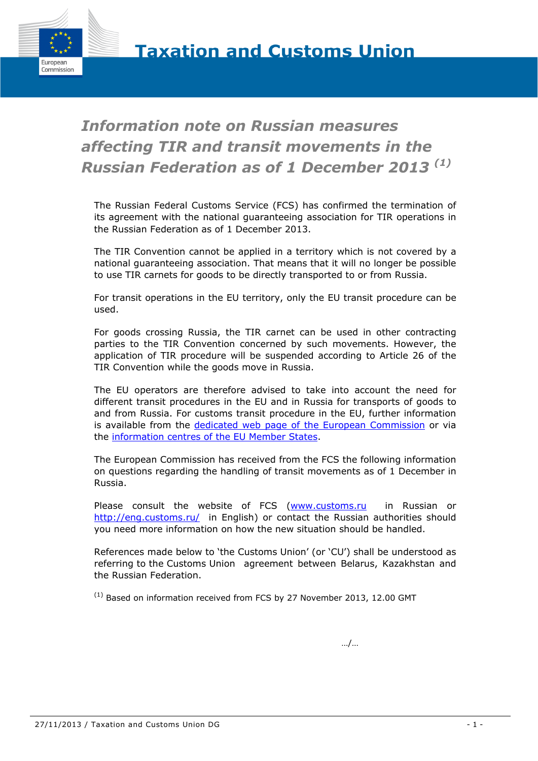# Information note on Russian measures affecting TIR and transit movements in the Russian Federation as of 1 December 2013 [(1)]

The Russian Federal Customs Service (FCS) has confirmed the termination of its agreement with the national guaranteeing association for TIR operations in the Russian Federation as of 1 December 2013.

The TIR Convention cannot be applied in a territory which is not covered by a national guaranteeing association. That means that it will no longer be possible to use TIR carnets for goods to be directly transported to or from Russia.

For transit operations in the EU territory, only the EU transit procedure can be used.

For goods crossing Russia, the TIR carnet can be used in other contracting parties to the TIR Convention concerned by such movements. However, the application of TIR procedure will be suspended according to Article 26 of the TIR Convention while the goods move in Russia.

The EU operators are therefore advised to take into account the need for different transit procedures in the EU and in Russia for transports of goods to and from Russia. For customs transit procedure in the EU, further information is available from the dedicated web page of the European Commission or via the information centres of the EU Member States.

The European Commission has received from the FCS the following information on questions regarding the handling of transit movements as of 1 December in Russia.

Please consult the website of FCS (www.customs.ru in Russian or http://eng.customs.ru/ in English) or contact the Russian authorities should you need more information on how the new situation should be handled.

References made below to 'the Customs Union' (or 'CU') shall be understood as referring to the Customs Union agreement between Belarus, Kazakhstan and the Russian Federation.

[(1)] Based on information received from FCS by 27 November 2013, 12.00 GMT

…/…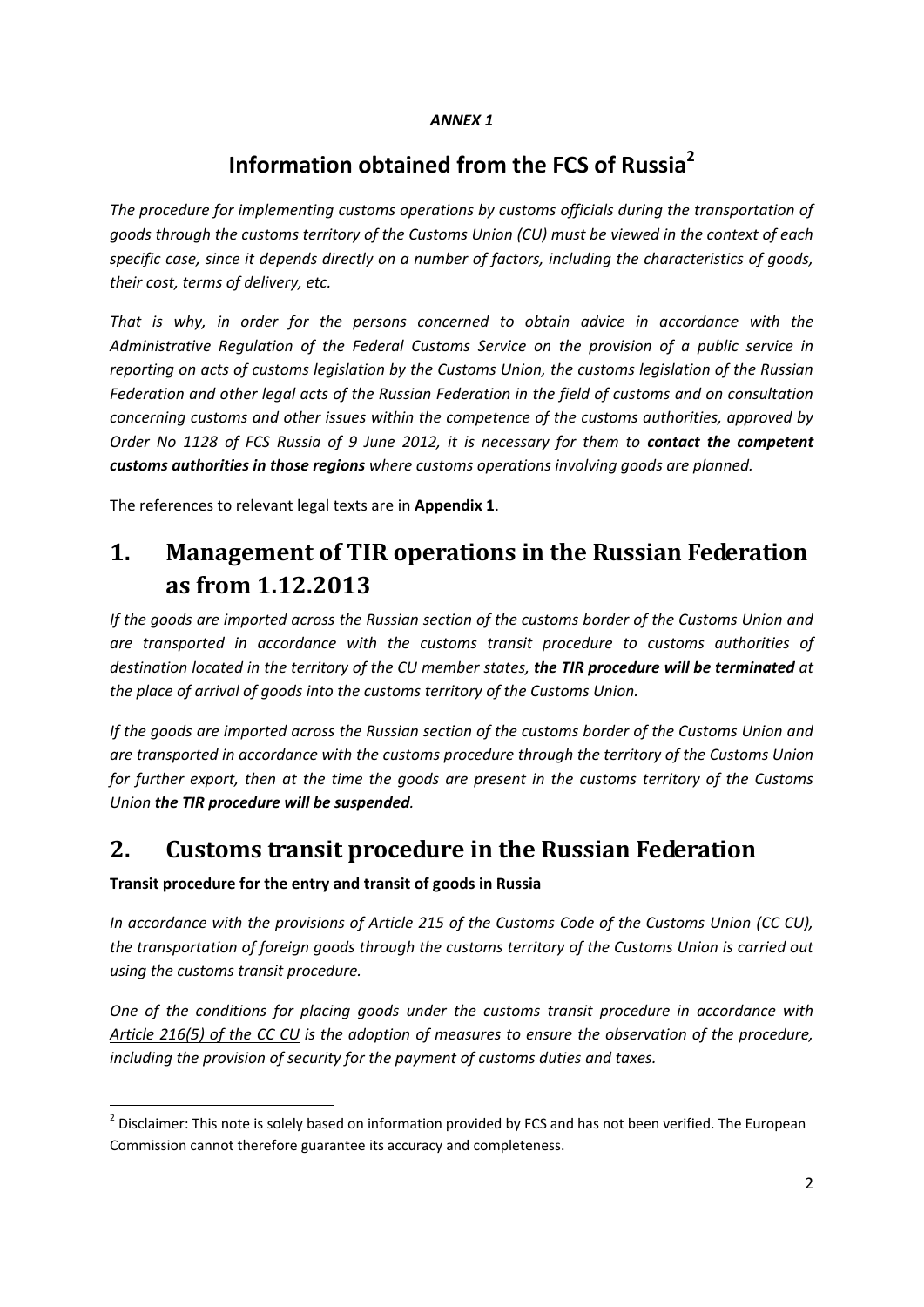*ANNEX 1*

# Information obtained from the FCS of Russia[2]

*The procedure for implementing customs operations by customs officials during the transportation of goods through the customs territory of the Customs Union (CU) must be viewed in the context of each specific case, since it depends directly on a number of factors, including the characteristics of goods, their cost, terms of delivery, etc.*

*That is why, in order for the persons concerned to obtain advice in accordance with the Administrative Regulation of the Federal Customs Service on the provision of a public service in reporting on acts of customs legislation by the Customs Union, the customs legislation of the Russian Federation and other legal acts of the Russian Federation in the field of customs and on consultation concerning customs and other issues within the competence of the customs authorities, approved by Order No 1128 of FCS Russia of 9 June 2012, it is necessary for them to* ***contact the competent customs authorities in those regions*** *where customs operations involving goods are planned.*

The references to relevant legal texts are in **Appendix 1**.

## 1. Management of TIR operations in the Russian Federation as from 1.12.2013

*If the goods are imported across the Russian section of the customs border of the Customs Union and are transported in accordance with the customs transit procedure to customs authorities of destination located in the territory of the CU member states,* ***the TIR procedure will be terminated*** *at the place of arrival of goods into the customs territory of the Customs Union.*

*If the goods are imported across the Russian section of the customs border of the Customs Union and are transported in accordance with the customs procedure through the territory of the Customs Union for further export, then at the time the goods are present in the customs territory of the Customs Union* ***the TIR procedure will be suspended****.*

## 2. Customs transit procedure in the Russian Federation

**Transit procedure for the entry and transit of goods in Russia**

*In accordance with the provisions of Article 215 of the Customs Code of the Customs Union (CC CU), the transportation of foreign goods through the customs territory of the Customs Union is carried out using the customs transit procedure.*

*One of the conditions for placing goods under the customs transit procedure in accordance with Article 216(5) of the CC CU is the adoption of measures to ensure the observation of the procedure, including the provision of security for the payment of customs duties and taxes.*

[2] Disclaimer: This note is solely based on information provided by FCS and has not been verified. The European Commission cannot therefore guarantee its accuracy and completeness.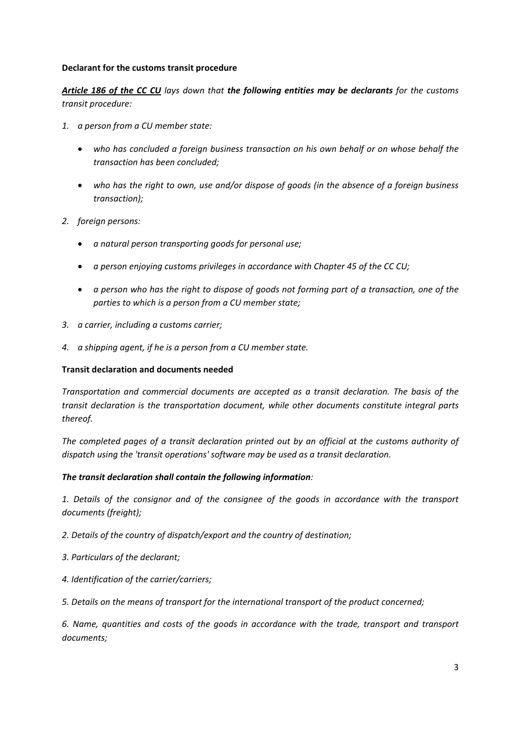**Declarant for the customs transit procedure**

***Article 186 of the CC CU*** *lays down that* ***the following entities may be declarants*** *for the customs transit procedure:*

1. *a person from a CU member state:*
   - *who has concluded a foreign business transaction on his own behalf or on whose behalf the transaction has been concluded;*
   - *who has the right to own, use and/or dispose of goods (in the absence of a foreign business transaction);*
2. *foreign persons:*
   - *a natural person transporting goods for personal use;*
   - *a person enjoying customs privileges in accordance with Chapter 45 of the CC CU;*
   - *a person who has the right to dispose of goods not forming part of a transaction, one of the parties to which is a person from a CU member state;*
3. *a carrier, including a customs carrier;*
4. *a shipping agent, if he is a person from a CU member state.*

**Transit declaration and documents needed**

*Transportation and commercial documents are accepted as a transit declaration. The basis of the transit declaration is the transportation document, while other documents constitute integral parts thereof.*

*The completed pages of a transit declaration printed out by an official at the customs authority of dispatch using the 'transit operations' software may be used as a transit declaration.*

***The transit declaration shall contain the following information****:*

*1. Details of the consignor and of the consignee of the goods in accordance with the transport documents (freight);*

*2. Details of the country of dispatch/export and the country of destination;*

*3. Particulars of the declarant;*

*4. Identification of the carrier/carriers;*

*5. Details on the means of transport for the international transport of the product concerned;*

*6. Name, quantities and costs of the goods in accordance with the trade, transport and transport documents;*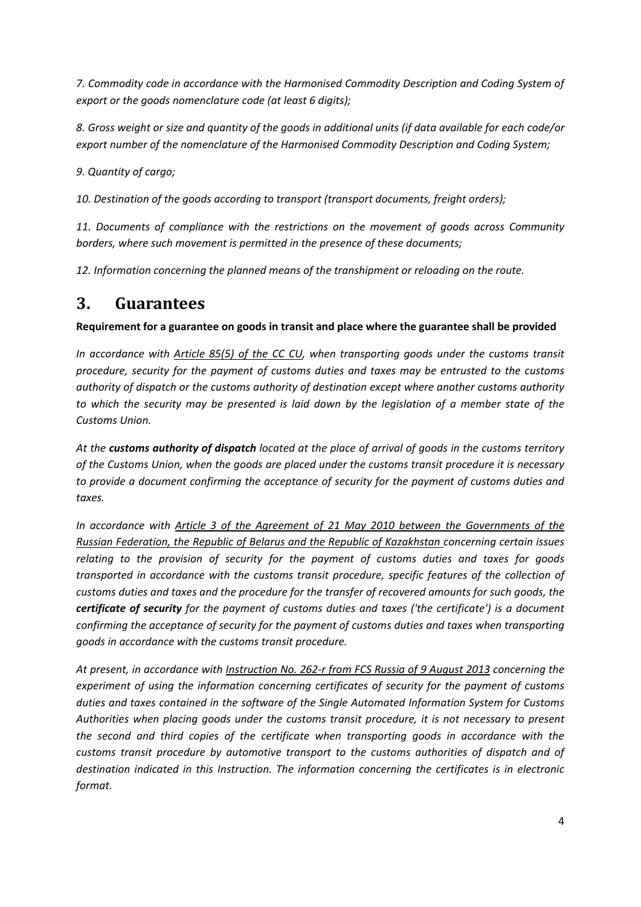*7. Commodity code in accordance with the Harmonised Commodity Description and Coding System of export or the goods nomenclature code (at least 6 digits);*

*8. Gross weight or size and quantity of the goods in additional units (if data available for each code/or export number of the nomenclature of the Harmonised Commodity Description and Coding System;*

*9. Quantity of cargo;*

*10. Destination of the goods according to transport (transport documents, freight orders);*

*11. Documents of compliance with the restrictions on the movement of goods across Community borders, where such movement is permitted in the presence of these documents;*

*12. Information concerning the planned means of the transhipment or reloading on the route.*

# 3. Guarantees

**Requirement for a guarantee on goods in transit and place where the guarantee shall be provided**

*In accordance with Article 85(5) of the CC CU, when transporting goods under the customs transit procedure, security for the payment of customs duties and taxes may be entrusted to the customs authority of dispatch or the customs authority of destination except where another customs authority to which the security may be presented is laid down by the legislation of a member state of the Customs Union.*

*At the **customs authority of dispatch** located at the place of arrival of goods in the customs territory of the Customs Union, when the goods are placed under the customs transit procedure it is necessary to provide a document confirming the acceptance of security for the payment of customs duties and taxes.*

*In accordance with Article 3 of the Agreement of 21 May 2010 between the Governments of the Russian Federation, the Republic of Belarus and the Republic of Kazakhstan concerning certain issues relating to the provision of security for the payment of customs duties and taxes for goods transported in accordance with the customs transit procedure, specific features of the collection of customs duties and taxes and the procedure for the transfer of recovered amounts for such goods, the **certificate of security** for the payment of customs duties and taxes ('the certificate') is a document confirming the acceptance of security for the payment of customs duties and taxes when transporting goods in accordance with the customs transit procedure.*

*At present, in accordance with Instruction No. 262-r from FCS Russia of 9 August 2013 concerning the experiment of using the information concerning certificates of security for the payment of customs duties and taxes contained in the software of the Single Automated Information System for Customs Authorities when placing goods under the customs transit procedure, it is not necessary to present the second and third copies of the certificate when transporting goods in accordance with the customs transit procedure by automotive transport to the customs authorities of dispatch and of destination indicated in this Instruction. The information concerning the certificates is in electronic format.*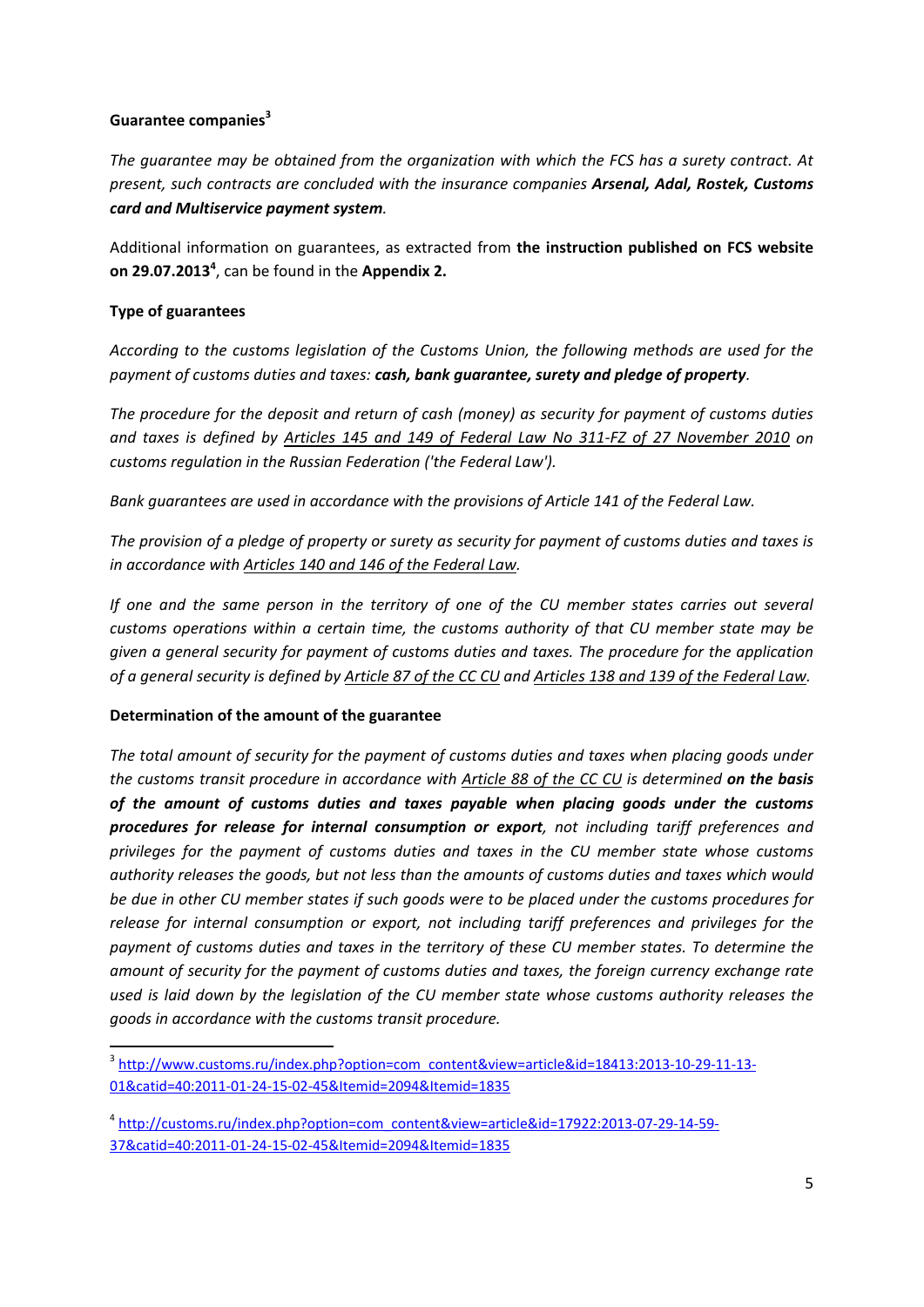**Guarantee companies**[3]

*The guarantee may be obtained from the organization with which the FCS has a surety contract. At present, such contracts are concluded with the insurance companies **Arsenal, Adal, Rostek, Customs card and Multiservice payment system**.*

Additional information on guarantees, as extracted from **the instruction published on FCS website on 29.07.2013**[4], can be found in the **Appendix 2.**

**Type of guarantees**

*According to the customs legislation of the Customs Union, the following methods are used for the payment of customs duties and taxes: **cash, bank guarantee, surety and pledge of property**.*

*The procedure for the deposit and return of cash (money) as security for payment of customs duties and taxes is defined by Articles 145 and 149 of Federal Law No 311-FZ of 27 November 2010 on customs regulation in the Russian Federation ('the Federal Law').*

*Bank guarantees are used in accordance with the provisions of Article 141 of the Federal Law.*

*The provision of a pledge of property or surety as security for payment of customs duties and taxes is in accordance with Articles 140 and 146 of the Federal Law.*

*If one and the same person in the territory of one of the CU member states carries out several customs operations within a certain time, the customs authority of that CU member state may be given a general security for payment of customs duties and taxes. The procedure for the application of a general security is defined by Article 87 of the CC CU and Articles 138 and 139 of the Federal Law.*

**Determination of the amount of the guarantee**

*The total amount of security for the payment of customs duties and taxes when placing goods under the customs transit procedure in accordance with Article 88 of the CC CU is determined **on the basis of the amount of customs duties and taxes payable when placing goods under the customs procedures for release for internal consumption or export**, not including tariff preferences and privileges for the payment of customs duties and taxes in the CU member state whose customs authority releases the goods, but not less than the amounts of customs duties and taxes which would be due in other CU member states if such goods were to be placed under the customs procedures for release for internal consumption or export, not including tariff preferences and privileges for the payment of customs duties and taxes in the territory of these CU member states. To determine the amount of security for the payment of customs duties and taxes, the foreign currency exchange rate used is laid down by the legislation of the CU member state whose customs authority releases the goods in accordance with the customs transit procedure.*

---

[3] http://www.customs.ru/index.php?option=com_content&view=article&id=18413:2013-10-29-11-13-01&catid=40:2011-01-24-15-02-45&Itemid=2094&Itemid=1835

[4] http://customs.ru/index.php?option=com_content&view=article&id=17922:2013-07-29-14-59-37&catid=40:2011-01-24-15-02-45&Itemid=2094&Itemid=1835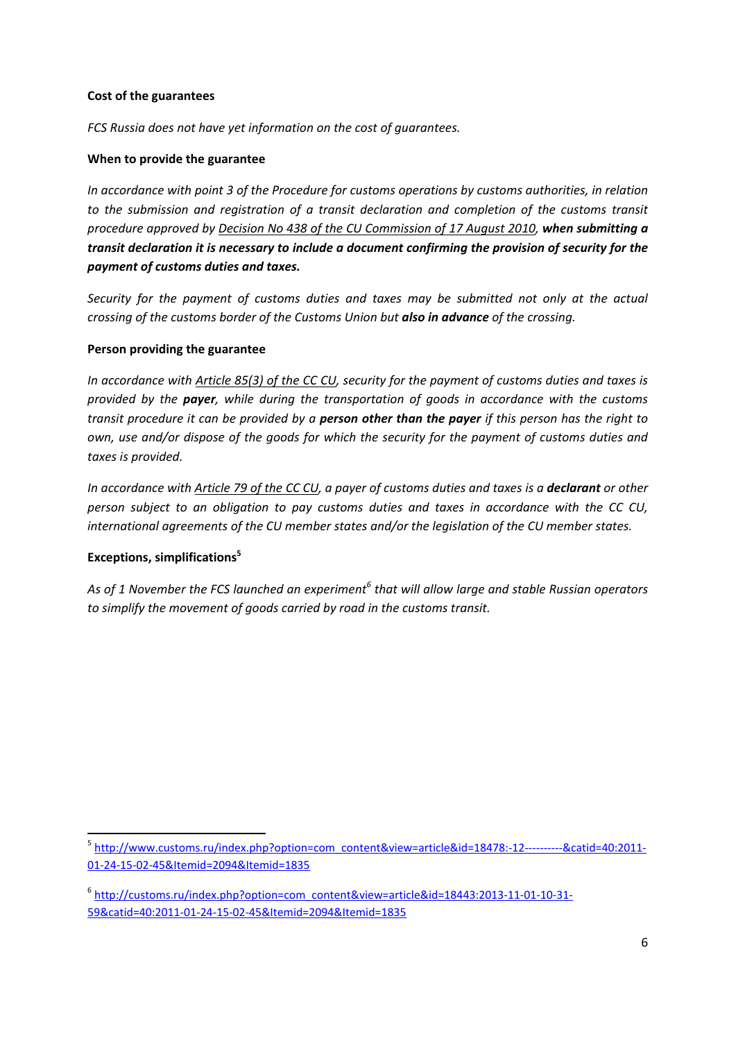**Cost of the guarantees**

*FCS Russia does not have yet information on the cost of guarantees.*

**When to provide the guarantee**

*In accordance with point 3 of the Procedure for customs operations by customs authorities, in relation to the submission and registration of a transit declaration and completion of the customs transit procedure approved by Decision No 438 of the CU Commission of 17 August 2010,* ***when submitting a transit declaration it is necessary to include a document confirming the provision of security for the payment of customs duties and taxes.***

*Security for the payment of customs duties and taxes may be submitted not only at the actual crossing of the customs border of the Customs Union but* ***also in advance*** *of the crossing.*

**Person providing the guarantee**

*In accordance with Article 85(3) of the CC CU, security for the payment of customs duties and taxes is provided by the* ***payer****, while during the transportation of goods in accordance with the customs transit procedure it can be provided by a* ***person other than the payer*** *if this person has the right to own, use and/or dispose of the goods for which the security for the payment of customs duties and taxes is provided.*

*In accordance with Article 79 of the CC CU, a payer of customs duties and taxes is a* ***declarant*** *or other person subject to an obligation to pay customs duties and taxes in accordance with the CC CU, international agreements of the CU member states and/or the legislation of the CU member states.*

**Exceptions, simplifications[5]**

*As of 1 November the FCS launched an experiment[6] that will allow large and stable Russian operators to simplify the movement of goods carried by road in the customs transit.*

---

[5] http://www.customs.ru/index.php?option=com_content&view=article&id=18478:-12----------&catid=40:2011-01-24-15-02-45&Itemid=2094&Itemid=1835

[6] http://customs.ru/index.php?option=com_content&view=article&id=18443:2013-11-01-10-31-59&catid=40:2011-01-24-15-02-45&Itemid=2094&Itemid=1835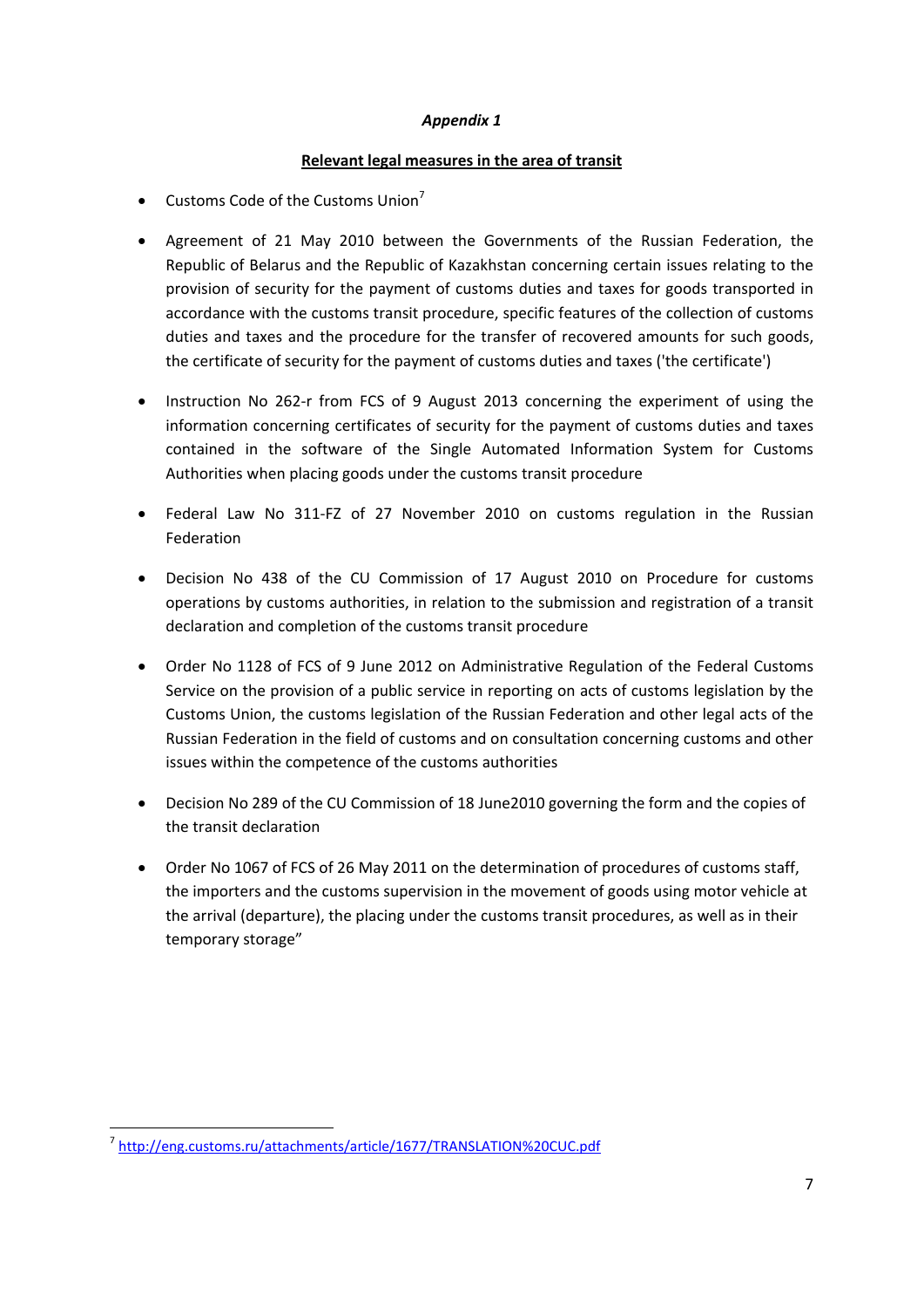*Appendix 1*

**Relevant legal measures in the area of transit**

- Customs Code of the Customs Union[7]
- Agreement of 21 May 2010 between the Governments of the Russian Federation, the Republic of Belarus and the Republic of Kazakhstan concerning certain issues relating to the provision of security for the payment of customs duties and taxes for goods transported in accordance with the customs transit procedure, specific features of the collection of customs duties and taxes and the procedure for the transfer of recovered amounts for such goods, the certificate of security for the payment of customs duties and taxes ('the certificate')
- Instruction No 262-r from FCS of 9 August 2013 concerning the experiment of using the information concerning certificates of security for the payment of customs duties and taxes contained in the software of the Single Automated Information System for Customs Authorities when placing goods under the customs transit procedure
- Federal Law No 311-FZ of 27 November 2010 on customs regulation in the Russian Federation
- Decision No 438 of the CU Commission of 17 August 2010 on Procedure for customs operations by customs authorities, in relation to the submission and registration of a transit declaration and completion of the customs transit procedure
- Order No 1128 of FCS of 9 June 2012 on Administrative Regulation of the Federal Customs Service on the provision of a public service in reporting on acts of customs legislation by the Customs Union, the customs legislation of the Russian Federation and other legal acts of the Russian Federation in the field of customs and on consultation concerning customs and other issues within the competence of the customs authorities
- Decision No 289 of the CU Commission of 18 June2010 governing the form and the copies of the transit declaration
- Order No 1067 of FCS of 26 May 2011 on the determination of procedures of customs staff, the importers and the customs supervision in the movement of goods using motor vehicle at the arrival (departure), the placing under the customs transit procedures, as well as in their temporary storage"

[7] http://eng.customs.ru/attachments/article/1677/TRANSLATION%20CUC.pdf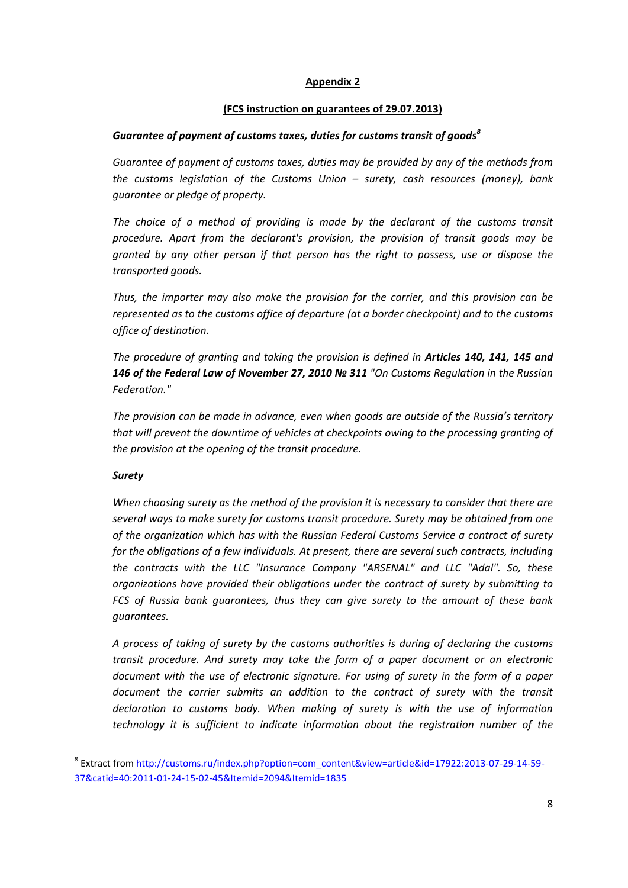## Appendix 2

**(FCS instruction on guarantees of 29.07.2013)**

***Guarantee of payment of customs taxes, duties for customs transit of goods[8]***

*Guarantee of payment of customs taxes, duties may be provided by any of the methods from the customs legislation of the Customs Union – surety, cash resources (money), bank guarantee or pledge of property.*

*The choice of a method of providing is made by the declarant of the customs transit procedure. Apart from the declarant's provision, the provision of transit goods may be granted by any other person if that person has the right to possess, use or dispose the transported goods.*

*Thus, the importer may also make the provision for the carrier, and this provision can be represented as to the customs office of departure (at a border checkpoint) and to the customs office of destination.*

*The procedure of granting and taking the provision is defined in **Articles 140, 141, 145 and 146 of the Federal Law of November 27, 2010 № 311** "On Customs Regulation in the Russian Federation."*

*The provision can be made in advance, even when goods are outside of the Russia's territory that will prevent the downtime of vehicles at checkpoints owing to the processing granting of the provision at the opening of the transit procedure.*

***Surety***

*When choosing surety as the method of the provision it is necessary to consider that there are several ways to make surety for customs transit procedure. Surety may be obtained from one of the organization which has with the Russian Federal Customs Service a contract of surety for the obligations of a few individuals. At present, there are several such contracts, including the contracts with the LLC "Insurance Company "ARSENAL" and LLC "Adal". So, these organizations have provided their obligations under the contract of surety by submitting to FCS of Russia bank guarantees, thus they can give surety to the amount of these bank guarantees.*

*A process of taking of surety by the customs authorities is during of declaring the customs transit procedure. And surety may take the form of a paper document or an electronic document with the use of electronic signature. For using of surety in the form of a paper document the carrier submits an addition to the contract of surety with the transit declaration to customs body. When making of surety is with the use of information technology it is sufficient to indicate information about the registration number of the*

---

[8] Extract from http://customs.ru/index.php?option=com_content&view=article&id=17922:2013-07-29-14-59-37&catid=40:2011-01-24-15-02-45&Itemid=2094&Itemid=1835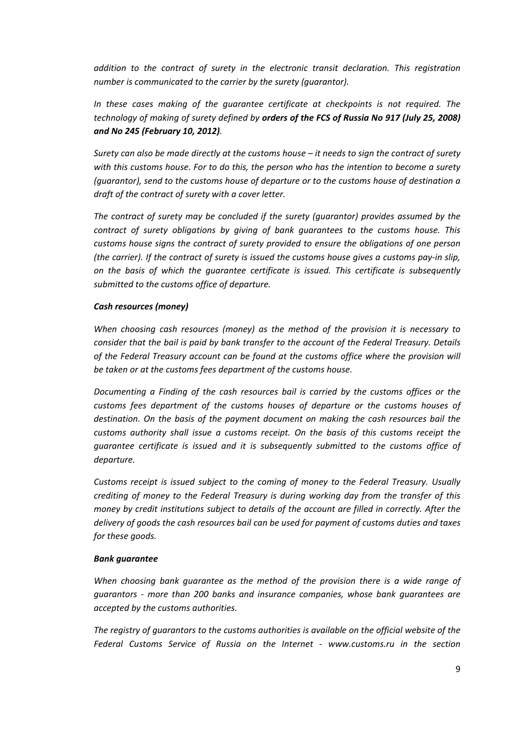*addition to the contract of surety in the electronic transit declaration. This registration number is communicated to the carrier by the surety (guarantor).*

*In these cases making of the guarantee certificate at checkpoints is not required. The technology of making of surety defined by* ***orders of the FCS of Russia No 917 (July 25, 2008) and No 245 (February 10, 2012)****.*

*Surety can also be made directly at the customs house – it needs to sign the contract of surety with this customs house. For to do this, the person who has the intention to become a surety (guarantor), send to the customs house of departure or to the customs house of destination a draft of the contract of surety with a cover letter.*

*The contract of surety may be concluded if the surety (guarantor) provides assumed by the contract of surety obligations by giving of bank guarantees to the customs house. This customs house signs the contract of surety provided to ensure the obligations of one person (the carrier). If the contract of surety is issued the customs house gives a customs pay-in slip, on the basis of which the guarantee certificate is issued. This certificate is subsequently submitted to the customs office of departure.*

***Cash resources (money)***

*When choosing cash resources (money) as the method of the provision it is necessary to consider that the bail is paid by bank transfer to the account of the Federal Treasury. Details of the Federal Treasury account can be found at the customs office where the provision will be taken or at the customs fees department of the customs house.*

*Documenting a Finding of the cash resources bail is carried by the customs offices or the customs fees department of the customs houses of departure or the customs houses of destination. On the basis of the payment document on making the cash resources bail the customs authority shall issue a customs receipt. On the basis of this customs receipt the guarantee certificate is issued and it is subsequently submitted to the customs office of departure.*

*Customs receipt is issued subject to the coming of money to the Federal Treasury. Usually crediting of money to the Federal Treasury is during working day from the transfer of this money by credit institutions subject to details of the account are filled in correctly. After the delivery of goods the cash resources bail can be used for payment of customs duties and taxes for these goods.*

***Bank guarantee***

*When choosing bank guarantee as the method of the provision there is a wide range of guarantors - more than 200 banks and insurance companies, whose bank guarantees are accepted by the customs authorities.*

*The registry of guarantors to the customs authorities is available on the official website of the Federal Customs Service of Russia on the Internet - www.customs.ru in the section*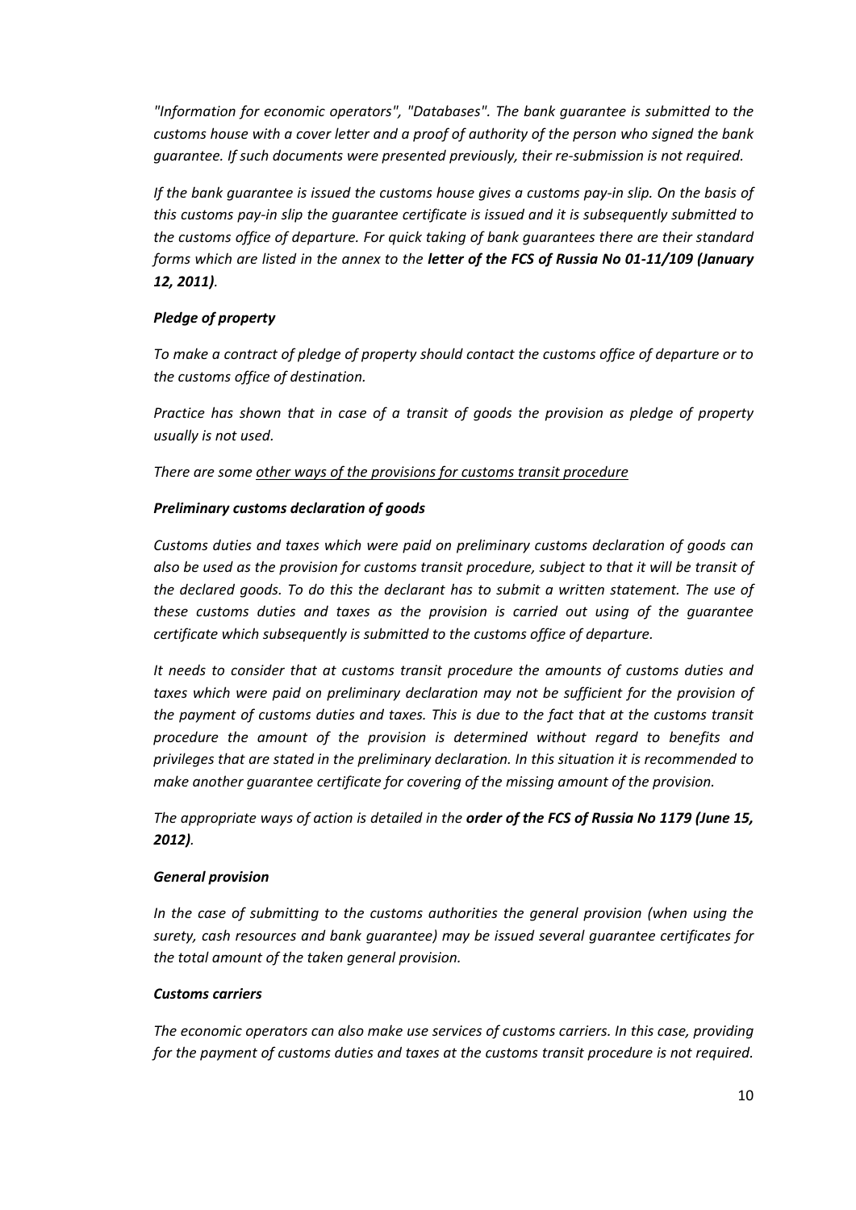*"Information for economic operators", "Databases". The bank guarantee is submitted to the customs house with a cover letter and a proof of authority of the person who signed the bank guarantee. If such documents were presented previously, their re-submission is not required.*

*If the bank guarantee is issued the customs house gives a customs pay-in slip. On the basis of this customs pay-in slip the guarantee certificate is issued and it is subsequently submitted to the customs office of departure. For quick taking of bank guarantees there are their standard forms which are listed in the annex to the **letter of the FCS of Russia No 01-11/109 (January 12, 2011)**.*

***Pledge of property***

*To make a contract of pledge of property should contact the customs office of departure or to the customs office of destination.*

*Practice has shown that in case of a transit of goods the provision as pledge of property usually is not used.*

*There are some <u>other ways of the provisions for customs transit procedure</u>*

***Preliminary customs declaration of goods***

*Customs duties and taxes which were paid on preliminary customs declaration of goods can also be used as the provision for customs transit procedure, subject to that it will be transit of the declared goods. To do this the declarant has to submit a written statement. The use of these customs duties and taxes as the provision is carried out using of the guarantee certificate which subsequently is submitted to the customs office of departure.*

*It needs to consider that at customs transit procedure the amounts of customs duties and taxes which were paid on preliminary declaration may not be sufficient for the provision of the payment of customs duties and taxes. This is due to the fact that at the customs transit procedure the amount of the provision is determined without regard to benefits and privileges that are stated in the preliminary declaration. In this situation it is recommended to make another guarantee certificate for covering of the missing amount of the provision.*

*The appropriate ways of action is detailed in the **order of the FCS of Russia No 1179 (June 15, 2012)**.*

***General provision***

*In the case of submitting to the customs authorities the general provision (when using the surety, cash resources and bank guarantee) may be issued several guarantee certificates for the total amount of the taken general provision.*

***Customs carriers***

*The economic operators can also make use services of customs carriers. In this case, providing for the payment of customs duties and taxes at the customs transit procedure is not required.*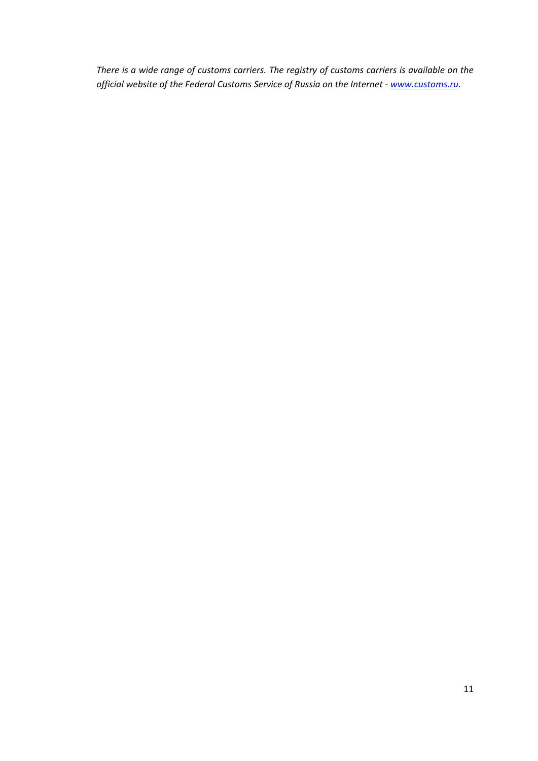*There is a wide range of customs carriers. The registry of customs carriers is available on the official website of the Federal Customs Service of Russia on the Internet - [www.customs.ru](http://www.customs.ru).*